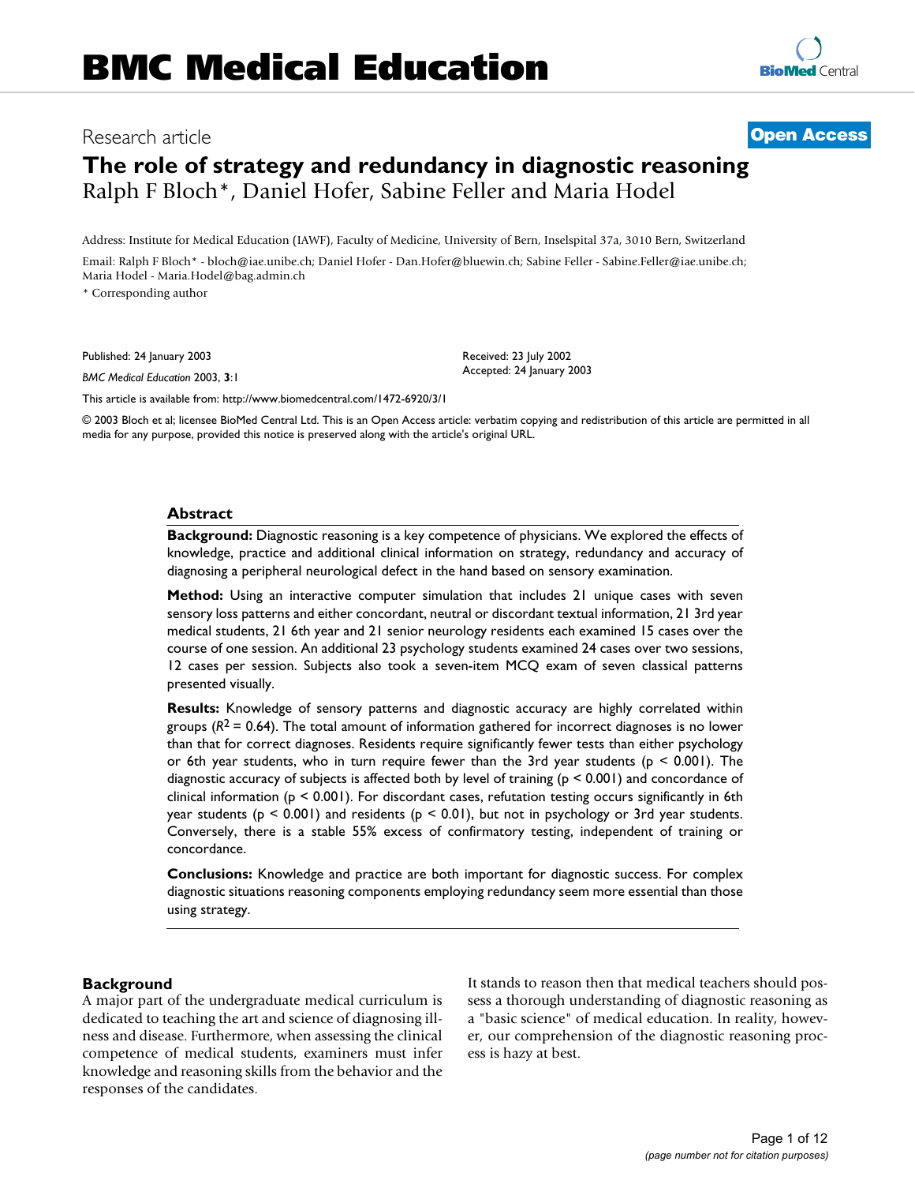# BMC Medical Education

Research article

**Open Access**

## The role of strategy and redundancy in diagnostic reasoning

Ralph F Bloch*, Daniel Hofer, Sabine Feller and Maria Hodel

Address: Institute for Medical Education (IAWF), Faculty of Medicine, University of Bern, Inselspital 37a, 3010 Bern, Switzerland

Email: Ralph F Bloch* - bloch@iae.unibe.ch; Daniel Hofer - Dan.Hofer@bluewin.ch; Sabine Feller - Sabine.Feller@iae.unibe.ch; Maria Hodel - Maria.Hodel@bag.admin.ch

\* Corresponding author

Published: 24 January 2003

*BMC Medical Education* 2003, **3**:1

Received: 23 July 2002
Accepted: 24 January 2003

This article is available from: http://www.biomedcentral.com/1472-6920/3/1

© 2003 Bloch et al; licensee BioMed Central Ltd. This is an Open Access article: verbatim copying and redistribution of this article are permitted in all media for any purpose, provided this notice is preserved along with the article's original URL.

### Abstract

**Background:** Diagnostic reasoning is a key competence of physicians. We explored the effects of knowledge, practice and additional clinical information on strategy, redundancy and accuracy of diagnosing a peripheral neurological defect in the hand based on sensory examination.

**Method:** Using an interactive computer simulation that includes 21 unique cases with seven sensory loss patterns and either concordant, neutral or discordant textual information, 21 3rd year medical students, 21 6th year and 21 senior neurology residents each examined 15 cases over the course of one session. An additional 23 psychology students examined 24 cases over two sessions, 12 cases per session. Subjects also took a seven-item MCQ exam of seven classical patterns presented visually.

**Results:** Knowledge of sensory patterns and diagnostic accuracy are highly correlated within groups ($R^2 = 0.64$). The total amount of information gathered for incorrect diagnoses is no lower than that for correct diagnoses. Residents require significantly fewer tests than either psychology or 6th year students, who in turn require fewer than the 3rd year students ($p < 0.001$). The diagnostic accuracy of subjects is affected both by level of training ($p < 0.001$) and concordance of clinical information ($p < 0.001$). For discordant cases, refutation testing occurs significantly in 6th year students ($p < 0.001$) and residents ($p < 0.01$), but not in psychology or 3rd year students. Conversely, there is a stable 55% excess of confirmatory testing, independent of training or concordance.

**Conclusions:** Knowledge and practice are both important for diagnostic success. For complex diagnostic situations reasoning components employing redundancy seem more essential than those using strategy.

### Background

A major part of the undergraduate medical curriculum is dedicated to teaching the art and science of diagnosing illness and disease. Furthermore, when assessing the clinical competence of medical students, examiners must infer knowledge and reasoning skills from the behavior and the responses of the candidates.

It stands to reason then that medical teachers should possess a thorough understanding of diagnostic reasoning as a "basic science" of medical education. In reality, however, our comprehension of the diagnostic reasoning process is hazy at best.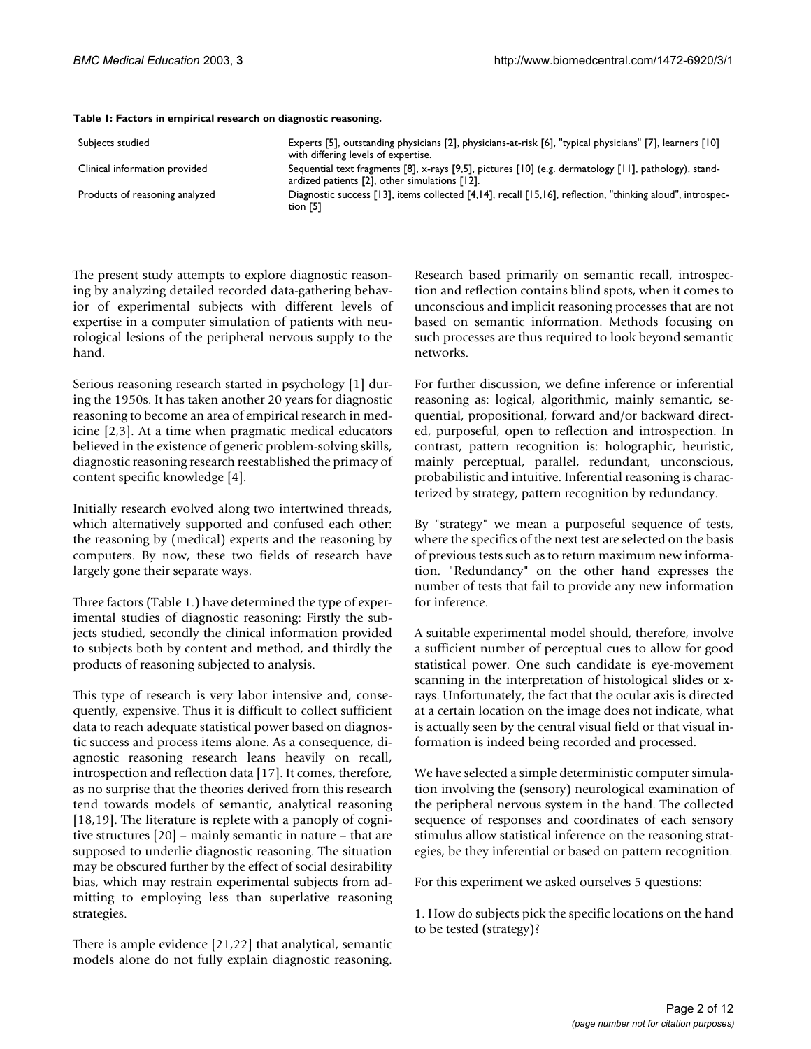**Table 1: Factors in empirical research on diagnostic reasoning.**

| | |
|---|---|
| Subjects studied | Experts [5], outstanding physicians [2], physicians-at-risk [6], "typical physicians" [7], learners [10] with differing levels of expertise. |
| Clinical information provided | Sequential text fragments [8], x-rays [9,5], pictures [10] (e.g. dermatology [11], pathology), standardized patients [2], other simulations [12]. |
| Products of reasoning analyzed | Diagnostic success [13], items collected [4,14], recall [15,16], reflection, "thinking aloud", introspection [5] |

The present study attempts to explore diagnostic reasoning by analyzing detailed recorded data-gathering behavior of experimental subjects with different levels of expertise in a computer simulation of patients with neurological lesions of the peripheral nervous supply to the hand.

Serious reasoning research started in psychology [1] during the 1950s. It has taken another 20 years for diagnostic reasoning to become an area of empirical research in medicine [2,3]. At a time when pragmatic medical educators believed in the existence of generic problem-solving skills, diagnostic reasoning research reestablished the primacy of content specific knowledge [4].

Initially research evolved along two intertwined threads, which alternatively supported and confused each other: the reasoning by (medical) experts and the reasoning by computers. By now, these two fields of research have largely gone their separate ways.

Three factors (Table 1.) have determined the type of experimental studies of diagnostic reasoning: Firstly the subjects studied, secondly the clinical information provided to subjects both by content and method, and thirdly the products of reasoning subjected to analysis.

This type of research is very labor intensive and, consequently, expensive. Thus it is difficult to collect sufficient data to reach adequate statistical power based on diagnostic success and process items alone. As a consequence, diagnostic reasoning research leans heavily on recall, introspection and reflection data [17]. It comes, therefore, as no surprise that the theories derived from this research tend towards models of semantic, analytical reasoning [18,19]. The literature is replete with a panoply of cognitive structures [20] – mainly semantic in nature – that are supposed to underlie diagnostic reasoning. The situation may be obscured further by the effect of social desirability bias, which may restrain experimental subjects from admitting to employing less than superlative reasoning strategies.

There is ample evidence [21,22] that analytical, semantic models alone do not fully explain diagnostic reasoning. Research based primarily on semantic recall, introspection and reflection contains blind spots, when it comes to unconscious and implicit reasoning processes that are not based on semantic information. Methods focusing on such processes are thus required to look beyond semantic networks.

For further discussion, we define inference or inferential reasoning as: logical, algorithmic, mainly semantic, sequential, propositional, forward and/or backward directed, purposeful, open to reflection and introspection. In contrast, pattern recognition is: holographic, heuristic, mainly perceptual, parallel, redundant, unconscious, probabilistic and intuitive. Inferential reasoning is characterized by strategy, pattern recognition by redundancy.

By "strategy" we mean a purposeful sequence of tests, where the specifics of the next test are selected on the basis of previous tests such as to return maximum new information. "Redundancy" on the other hand expresses the number of tests that fail to provide any new information for inference.

A suitable experimental model should, therefore, involve a sufficient number of perceptual cues to allow for good statistical power. One such candidate is eye-movement scanning in the interpretation of histological slides or x-rays. Unfortunately, the fact that the ocular axis is directed at a certain location on the image does not indicate, what is actually seen by the central visual field or that visual information is indeed being recorded and processed.

We have selected a simple deterministic computer simulation involving the (sensory) neurological examination of the peripheral nervous system in the hand. The collected sequence of responses and coordinates of each sensory stimulus allow statistical inference on the reasoning strategies, be they inferential or based on pattern recognition.

For this experiment we asked ourselves 5 questions:

1. How do subjects pick the specific locations on the hand to be tested (strategy)?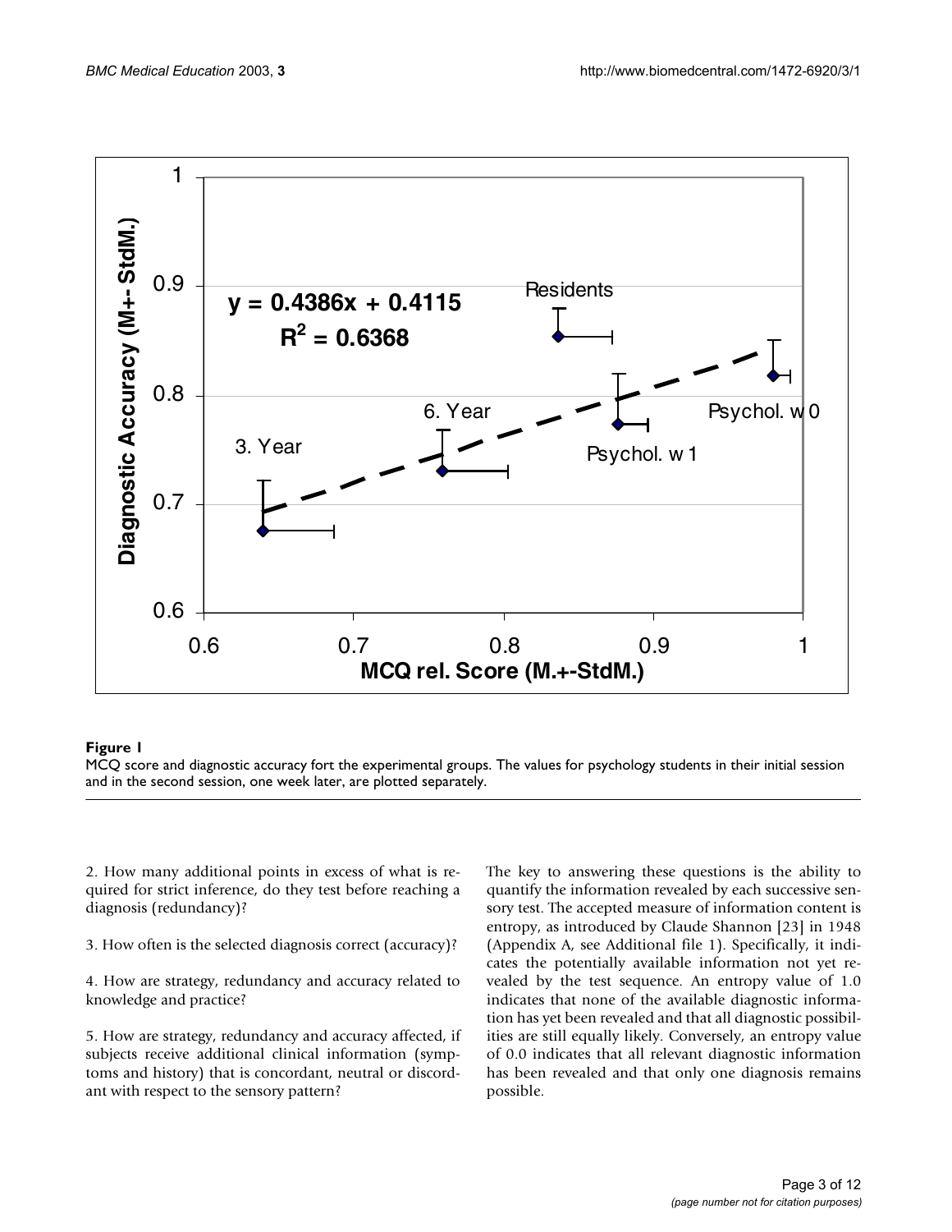**Figure 1**

MCQ score and diagnostic accuracy fort the experimental groups. The values for psychology students in their initial session and in the second session, one week later, are plotted separately.

2. How many additional points in excess of what is required for strict inference, do they test before reaching a diagnosis (redundancy)?

3. How often is the selected diagnosis correct (accuracy)?

4. How are strategy, redundancy and accuracy related to knowledge and practice?

5. How are strategy, redundancy and accuracy affected, if subjects receive additional clinical information (symptoms and history) that is concordant, neutral or discordant with respect to the sensory pattern?

The key to answering these questions is the ability to quantify the information revealed by each successive sensory test. The accepted measure of information content is entropy, as introduced by Claude Shannon [23] in 1948 (Appendix A, see Additional file 1). Specifically, it indicates the potentially available information not yet revealed by the test sequence. An entropy value of 1.0 indicates that none of the available diagnostic information has yet been revealed and that all diagnostic possibilities are still equally likely. Conversely, an entropy value of 0.0 indicates that all relevant diagnostic information has been revealed and that only one diagnosis remains possible.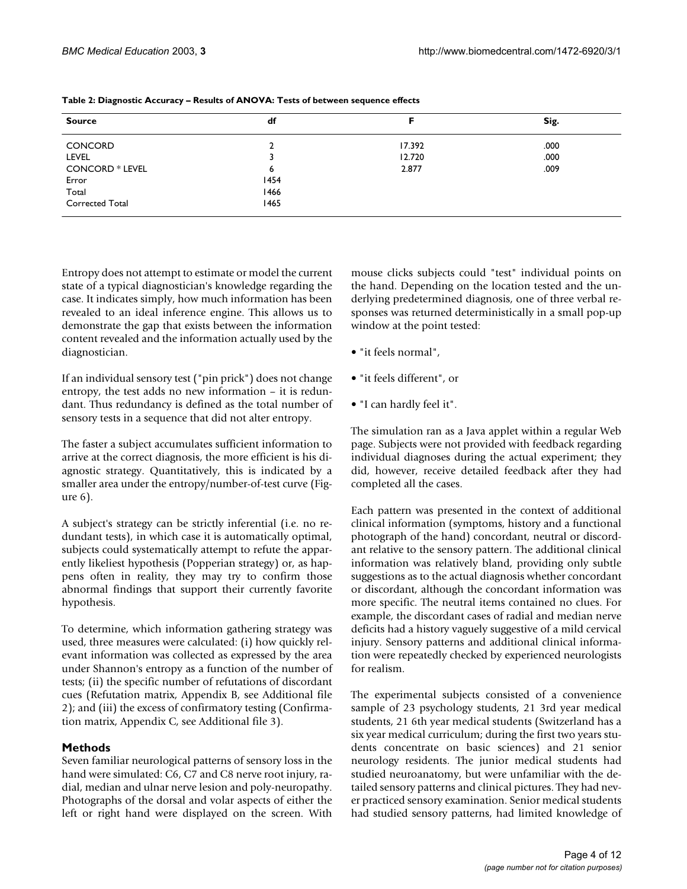**Table 2: Diagnostic Accuracy – Results of ANOVA: Tests of between sequence effects**

| Source | df | F | Sig. |
| --- | --- | --- | --- |
| CONCORD | 2 | 17.392 | .000 |
| LEVEL | 3 | 12.720 | .000 |
| CONCORD * LEVEL | 6 | 2.877 | .009 |
| Error | 1454 | | |
| Total | 1466 | | |
| Corrected Total | 1465 | | |

Entropy does not attempt to estimate or model the current state of a typical diagnostician's knowledge regarding the case. It indicates simply, how much information has been revealed to an ideal inference engine. This allows us to demonstrate the gap that exists between the information content revealed and the information actually used by the diagnostician.

If an individual sensory test ("pin prick") does not change entropy, the test adds no new information – it is redundant. Thus redundancy is defined as the total number of sensory tests in a sequence that did not alter entropy.

The faster a subject accumulates sufficient information to arrive at the correct diagnosis, the more efficient is his diagnostic strategy. Quantitatively, this is indicated by a smaller area under the entropy/number-of-test curve (Figure 6).

A subject's strategy can be strictly inferential (i.e. no redundant tests), in which case it is automatically optimal, subjects could systematically attempt to refute the apparently likeliest hypothesis (Popperian strategy) or, as happens often in reality, they may try to confirm those abnormal findings that support their currently favorite hypothesis.

To determine, which information gathering strategy was used, three measures were calculated: (i) how quickly relevant information was collected as expressed by the area under Shannon's entropy as a function of the number of tests; (ii) the specific number of refutations of discordant cues (Refutation matrix, Appendix B, see Additional file 2); and (iii) the excess of confirmatory testing (Confirmation matrix, Appendix C, see Additional file 3).

## Methods

Seven familiar neurological patterns of sensory loss in the hand were simulated: C6, C7 and C8 nerve root injury, radial, median and ulnar nerve lesion and poly-neuropathy. Photographs of the dorsal and volar aspects of either the left or right hand were displayed on the screen. With mouse clicks subjects could "test" individual points on the hand. Depending on the location tested and the underlying predetermined diagnosis, one of three verbal responses was returned deterministically in a small pop-up window at the point tested:

- "it feels normal",
- "it feels different", or
- "I can hardly feel it".

The simulation ran as a Java applet within a regular Web page. Subjects were not provided with feedback regarding individual diagnoses during the actual experiment; they did, however, receive detailed feedback after they had completed all the cases.

Each pattern was presented in the context of additional clinical information (symptoms, history and a functional photograph of the hand) concordant, neutral or discordant relative to the sensory pattern. The additional clinical information was relatively bland, providing only subtle suggestions as to the actual diagnosis whether concordant or discordant, although the concordant information was more specific. The neutral items contained no clues. For example, the discordant cases of radial and median nerve deficits had a history vaguely suggestive of a mild cervical injury. Sensory patterns and additional clinical information were repeatedly checked by experienced neurologists for realism.

The experimental subjects consisted of a convenience sample of 23 psychology students, 21 3rd year medical students, 21 6th year medical students (Switzerland has a six year medical curriculum; during the first two years students concentrate on basic sciences) and 21 senior neurology residents. The junior medical students had studied neuroanatomy, but were unfamiliar with the detailed sensory patterns and clinical pictures. They had never practiced sensory examination. Senior medical students had studied sensory patterns, had limited knowledge of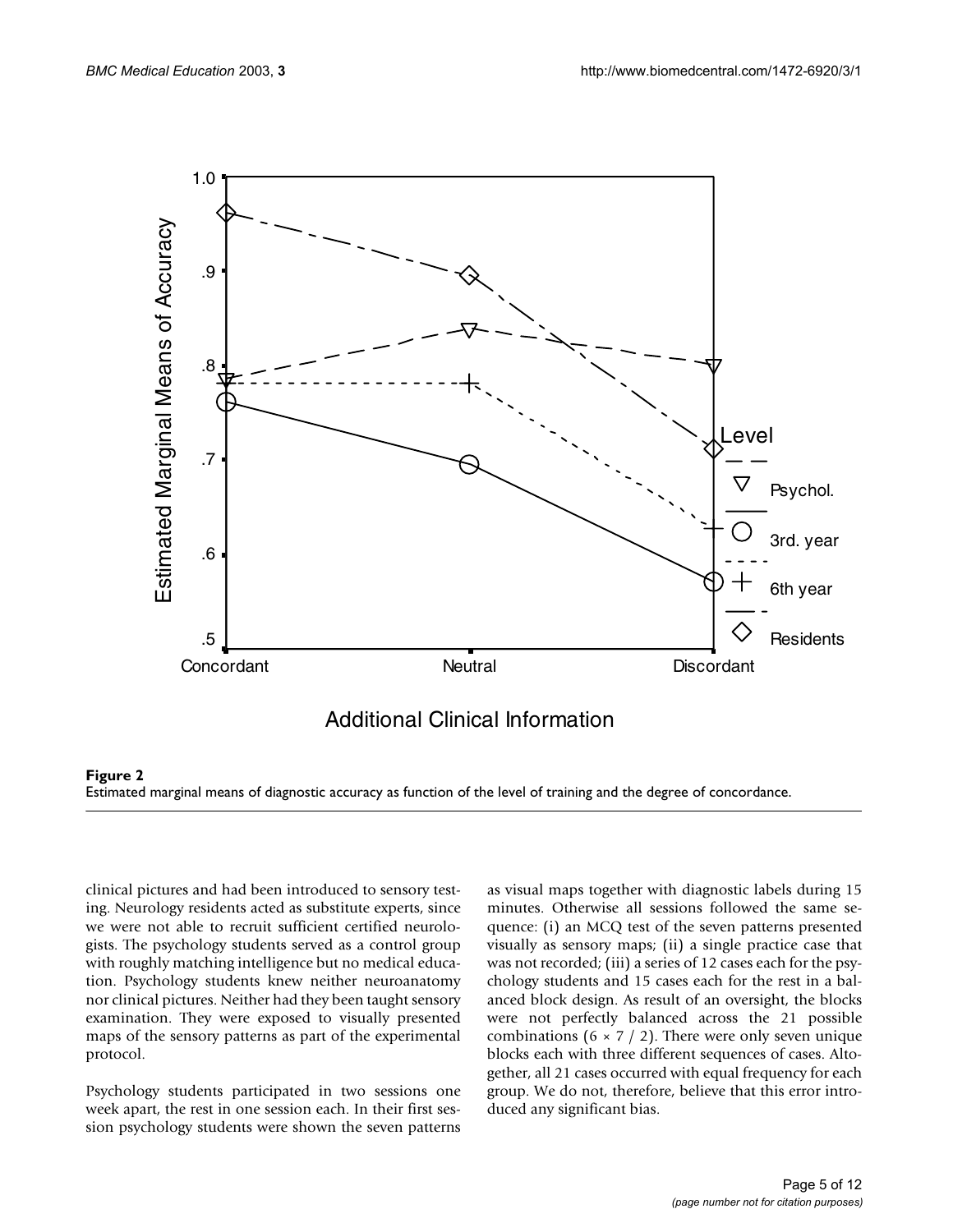**Figure 2**
Estimated marginal means of diagnostic accuracy as function of the level of training and the degree of concordance.

clinical pictures and had been introduced to sensory testing. Neurology residents acted as substitute experts, since we were not able to recruit sufficient certified neurologists. The psychology students served as a control group with roughly matching intelligence but no medical education. Psychology students knew neither neuroanatomy nor clinical pictures. Neither had they been taught sensory examination. They were exposed to visually presented maps of the sensory patterns as part of the experimental protocol.

Psychology students participated in two sessions one week apart, the rest in one session each. In their first session psychology students were shown the seven patterns as visual maps together with diagnostic labels during 15 minutes. Otherwise all sessions followed the same sequence: (i) an MCQ test of the seven patterns presented visually as sensory maps; (ii) a single practice case that was not recorded; (iii) a series of 12 cases each for the psychology students and 15 cases each for the rest in a balanced block design. As result of an oversight, the blocks were not perfectly balanced across the 21 possible combinations ($6 \times 7 / 2$). There were only seven unique blocks each with three different sequences of cases. Altogether, all 21 cases occurred with equal frequency for each group. We do not, therefore, believe that this error introduced any significant bias.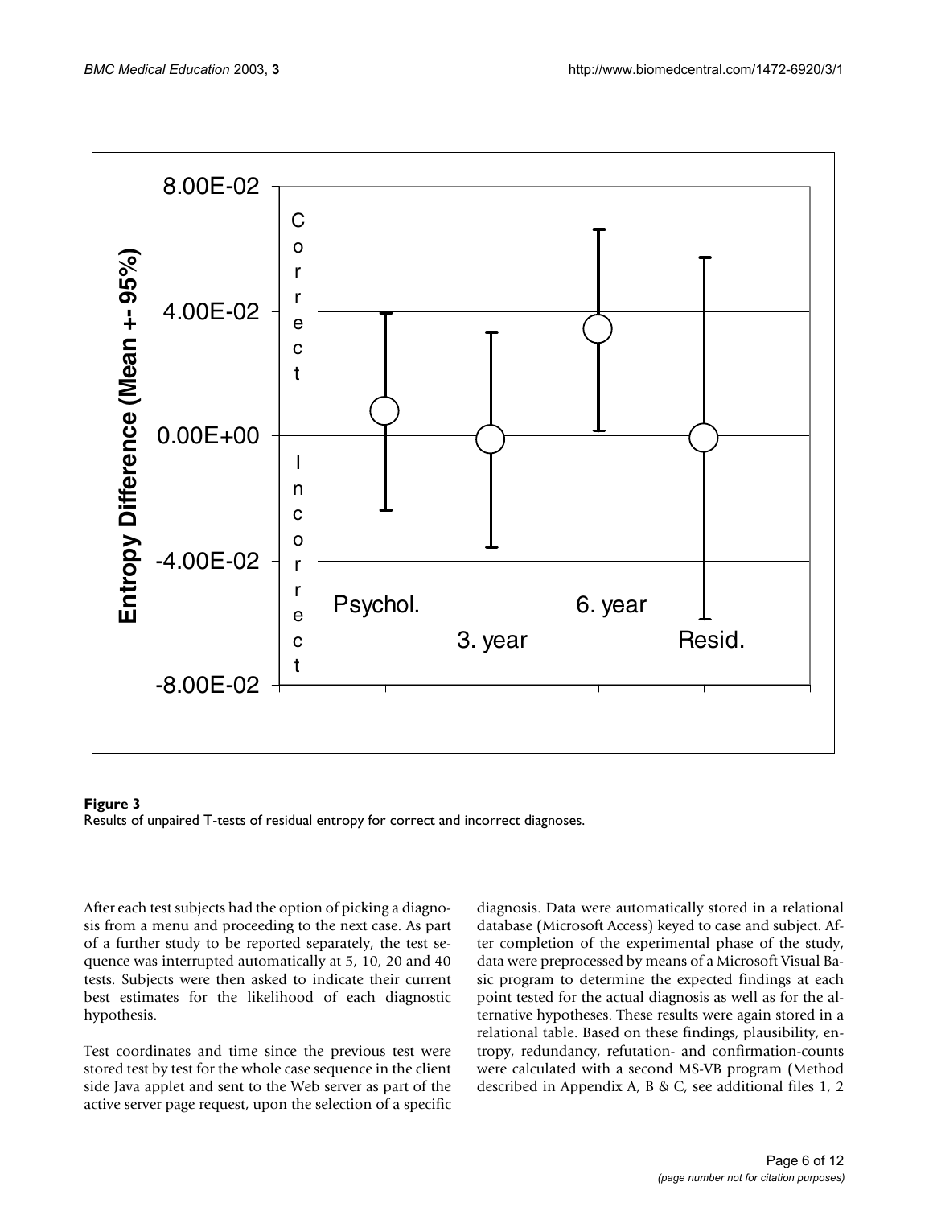**Figure 3**
Results of unpaired T-tests of residual entropy for correct and incorrect diagnoses.

After each test subjects had the option of picking a diagnosis from a menu and proceeding to the next case. As part of a further study to be reported separately, the test sequence was interrupted automatically at 5, 10, 20 and 40 tests. Subjects were then asked to indicate their current best estimates for the likelihood of each diagnostic hypothesis.

Test coordinates and time since the previous test were stored test by test for the whole case sequence in the client side Java applet and sent to the Web server as part of the active server page request, upon the selection of a specific diagnosis. Data were automatically stored in a relational database (Microsoft Access) keyed to case and subject. After completion of the experimental phase of the study, data were preprocessed by means of a Microsoft Visual Basic program to determine the expected findings at each point tested for the actual diagnosis as well as for the alternative hypotheses. These results were again stored in a relational table. Based on these findings, plausibility, entropy, redundancy, refutation- and confirmation-counts were calculated with a second MS-VB program (Method described in Appendix A, B & C, see additional files 1, 2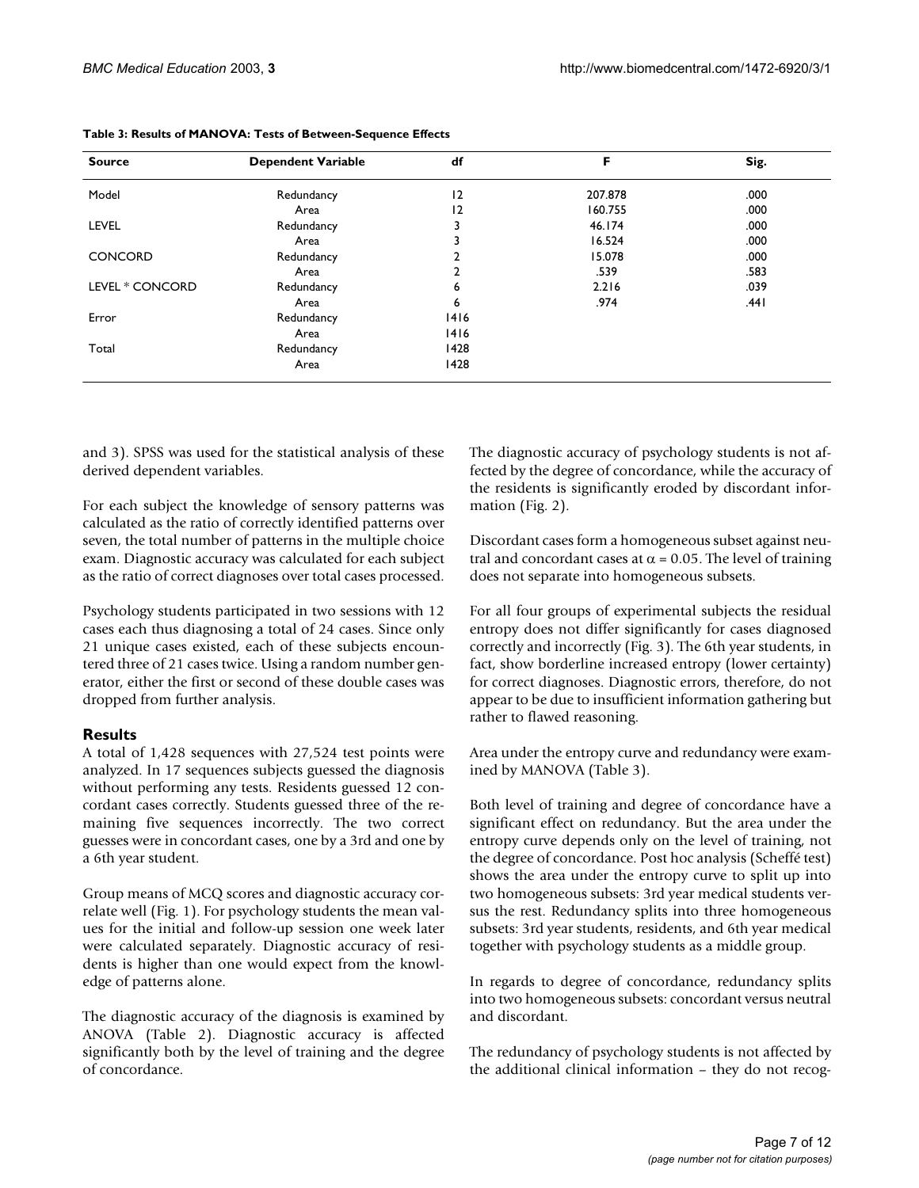**Table 3: Results of MANOVA: Tests of Between-Sequence Effects**

| Source | Dependent Variable | df | F | Sig. |
|---|---|---|---|---|
| Model | Redundancy | 12 | 207.878 | .000 |
| | Area | 12 | 160.755 | .000 |
| LEVEL | Redundancy | 3 | 46.174 | .000 |
| | Area | 3 | 16.524 | .000 |
| CONCORD | Redundancy | 2 | 15.078 | .000 |
| | Area | 2 | .539 | .583 |
| LEVEL * CONCORD | Redundancy | 6 | 2.216 | .039 |
| | Area | 6 | .974 | .441 |
| Error | Redundancy | 1416 | | |
| | Area | 1416 | | |
| Total | Redundancy | 1428 | | |
| | Area | 1428 | | |

and 3). SPSS was used for the statistical analysis of these derived dependent variables.

For each subject the knowledge of sensory patterns was calculated as the ratio of correctly identified patterns over seven, the total number of patterns in the multiple choice exam. Diagnostic accuracy was calculated for each subject as the ratio of correct diagnoses over total cases processed.

Psychology students participated in two sessions with 12 cases each thus diagnosing a total of 24 cases. Since only 21 unique cases existed, each of these subjects encountered three of 21 cases twice. Using a random number generator, either the first or second of these double cases was dropped from further analysis.

## Results

A total of 1,428 sequences with 27,524 test points were analyzed. In 17 sequences subjects guessed the diagnosis without performing any tests. Residents guessed 12 concordant cases correctly. Students guessed three of the remaining five sequences incorrectly. The two correct guesses were in concordant cases, one by a 3rd and one by a 6th year student.

Group means of MCQ scores and diagnostic accuracy correlate well (Fig. 1). For psychology students the mean values for the initial and follow-up session one week later were calculated separately. Diagnostic accuracy of residents is higher than one would expect from the knowledge of patterns alone.

The diagnostic accuracy of the diagnosis is examined by ANOVA (Table 2). Diagnostic accuracy is affected significantly both by the level of training and the degree of concordance.

The diagnostic accuracy of psychology students is not affected by the degree of concordance, while the accuracy of the residents is significantly eroded by discordant information (Fig. 2).

Discordant cases form a homogeneous subset against neutral and concordant cases at $\alpha = 0.05$. The level of training does not separate into homogeneous subsets.

For all four groups of experimental subjects the residual entropy does not differ significantly for cases diagnosed correctly and incorrectly (Fig. 3). The 6th year students, in fact, show borderline increased entropy (lower certainty) for correct diagnoses. Diagnostic errors, therefore, do not appear to be due to insufficient information gathering but rather to flawed reasoning.

Area under the entropy curve and redundancy were examined by MANOVA (Table 3).

Both level of training and degree of concordance have a significant effect on redundancy. But the area under the entropy curve depends only on the level of training, not the degree of concordance. Post hoc analysis (Scheffé test) shows the area under the entropy curve to split up into two homogeneous subsets: 3rd year medical students versus the rest. Redundancy splits into three homogeneous subsets: 3rd year students, residents, and 6th year medical together with psychology students as a middle group.

In regards to degree of concordance, redundancy splits into two homogeneous subsets: concordant versus neutral and discordant.

The redundancy of psychology students is not affected by the additional clinical information – they do not recog-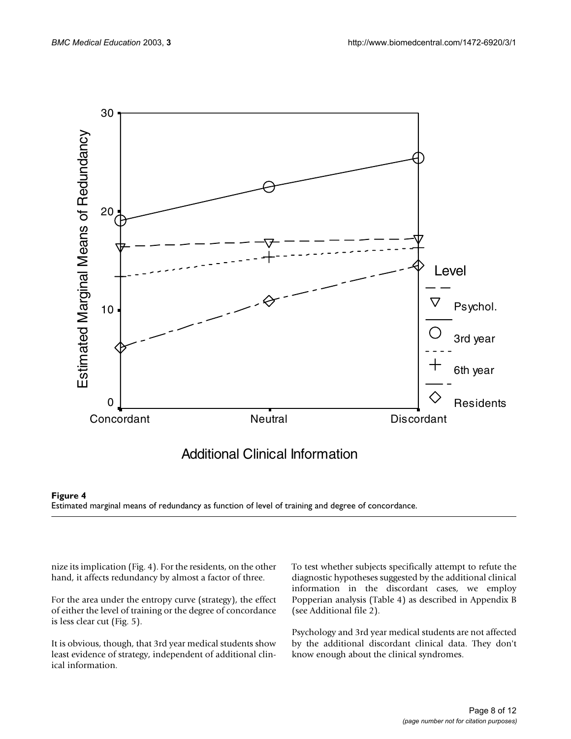**Figure 4**
Estimated marginal means of redundancy as function of level of training and degree of concordance.

nize its implication (Fig. 4). For the residents, on the other hand, it affects redundancy by almost a factor of three.

For the area under the entropy curve (strategy), the effect of either the level of training or the degree of concordance is less clear cut (Fig. 5).

It is obvious, though, that 3rd year medical students show least evidence of strategy, independent of additional clinical information.

To test whether subjects specifically attempt to refute the diagnostic hypotheses suggested by the additional clinical information in the discordant cases, we employ Popperian analysis (Table 4) as described in Appendix B (see Additional file 2).

Psychology and 3rd year medical students are not affected by the additional discordant clinical data. They don't know enough about the clinical syndromes.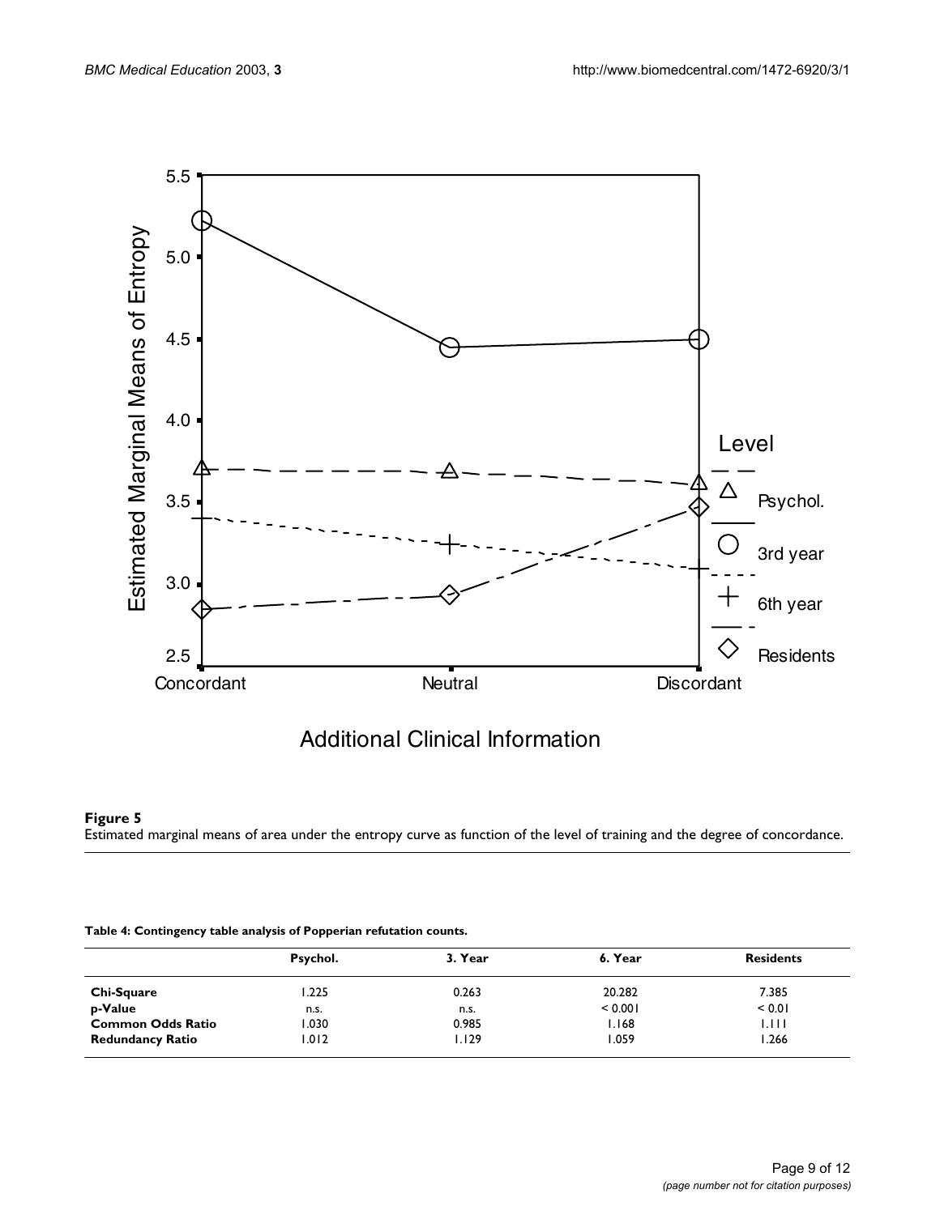**Figure 5**
Estimated marginal means of area under the entropy curve as function of the level of training and the degree of concordance.

**Table 4: Contingency table analysis of Popperian refutation counts.**

| | Psychol. | 3. Year | 6. Year | Residents |
|---|---|---|---|---|
| **Chi-Square** | 1.225 | 0.263 | 20.282 | 7.385 |
| **p-Value** | n.s. | n.s. | < 0.001 | < 0.01 |
| **Common Odds Ratio** | 1.030 | 0.985 | 1.168 | 1.111 |
| **Redundancy Ratio** | 1.012 | 1.129 | 1.059 | 1.266 |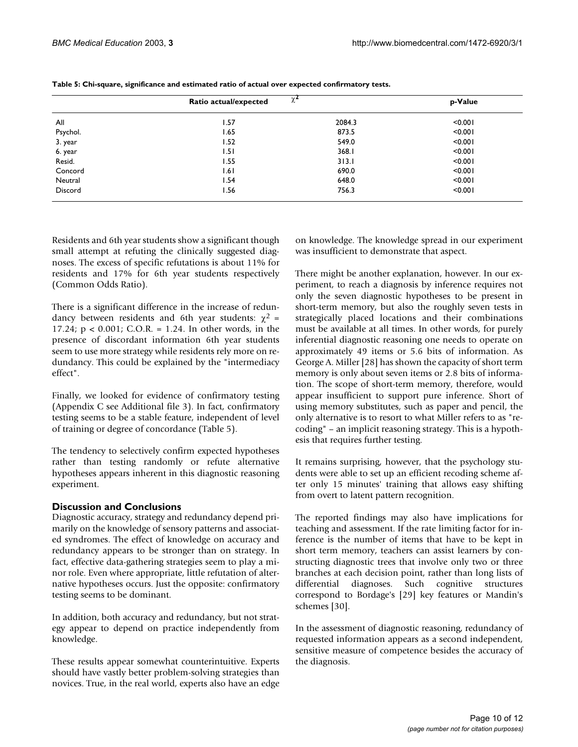**Table 5: Chi-square, significance and estimated ratio of actual over expected confirmatory tests.**

| | Ratio actual/expected | $\chi^2$ | p-Value |
|---|---|---|---|
| All | 1.57 | 2084.3 | <0.001 |
| Psychol. | 1.65 | 873.5 | <0.001 |
| 3. year | 1.52 | 549.0 | <0.001 |
| 6. year | 1.51 | 368.1 | <0.001 |
| Resid. | 1.55 | 313.1 | <0.001 |
| Concord | 1.61 | 690.0 | <0.001 |
| Neutral | 1.54 | 648.0 | <0.001 |
| Discord | 1.56 | 756.3 | <0.001 |

Residents and 6th year students show a significant though small attempt at refuting the clinically suggested diagnoses. The excess of specific refutations is about 11% for residents and 17% for 6th year students respectively (Common Odds Ratio).

There is a significant difference in the increase of redundancy between residents and 6th year students: $\chi^2 = 17.24$; $p < 0.001$; C.O.R. = 1.24. In other words, in the presence of discordant information 6th year students seem to use more strategy while residents rely more on redundancy. This could be explained by the "intermediacy effect".

Finally, we looked for evidence of confirmatory testing (Appendix C see Additional file 3). In fact, confirmatory testing seems to be a stable feature, independent of level of training or degree of concordance (Table 5).

The tendency to selectively confirm expected hypotheses rather than testing randomly or refute alternative hypotheses appears inherent in this diagnostic reasoning experiment.

## Discussion and Conclusions

Diagnostic accuracy, strategy and redundancy depend primarily on the knowledge of sensory patterns and associated syndromes. The effect of knowledge on accuracy and redundancy appears to be stronger than on strategy. In fact, effective data-gathering strategies seem to play a minor role. Even where appropriate, little refutation of alternative hypotheses occurs. Just the opposite: confirmatory testing seems to be dominant.

In addition, both accuracy and redundancy, but not strategy appear to depend on practice independently from knowledge.

These results appear somewhat counterintuitive. Experts should have vastly better problem-solving strategies than novices. True, in the real world, experts also have an edge on knowledge. The knowledge spread in our experiment was insufficient to demonstrate that aspect.

There might be another explanation, however. In our experiment, to reach a diagnosis by inference requires not only the seven diagnostic hypotheses to be present in short-term memory, but also the roughly seven tests in strategically placed locations and their combinations must be available at all times. In other words, for purely inferential diagnostic reasoning one needs to operate on approximately 49 items or 5.6 bits of information. As George A. Miller [28] has shown the capacity of short term memory is only about seven items or 2.8 bits of information. The scope of short-term memory, therefore, would appear insufficient to support pure inference. Short of using memory substitutes, such as paper and pencil, the only alternative is to resort to what Miller refers to as "recoding" – an implicit reasoning strategy. This is a hypothesis that requires further testing.

It remains surprising, however, that the psychology students were able to set up an efficient recoding scheme after only 15 minutes' training that allows easy shifting from overt to latent pattern recognition.

The reported findings may also have implications for teaching and assessment. If the rate limiting factor for inference is the number of items that have to be kept in short term memory, teachers can assist learners by constructing diagnostic trees that involve only two or three branches at each decision point, rather than long lists of differential diagnoses. Such cognitive structures correspond to Bordage's [29] key features or Mandin's schemes [30].

In the assessment of diagnostic reasoning, redundancy of requested information appears as a second independent, sensitive measure of competence besides the accuracy of the diagnosis.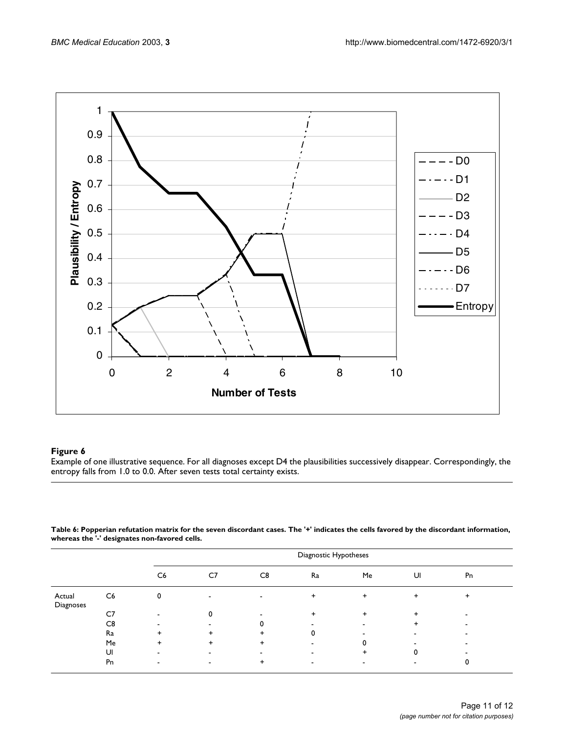**Figure 6**

Example of one illustrative sequence. For all diagnoses except D4 the plausibilities successively disappear. Correspondingly, the entropy falls from 1.0 to 0.0. After seven tests total certainty exists.

**Table 6: Popperian refutation matrix for the seven discordant cases. The '+' indicates the cells favored by the discordant information, whereas the '-' designates non-favored cells.**

| | | Diagnostic Hypotheses | | | | | | |
|---|---|---|---|---|---|---|---|---|
| | | C6 | C7 | C8 | Ra | Me | Ul | Pn |
| Actual Diagnoses | C6 | 0 | - | - | + | + | + | + |
| | C7 | - | 0 | - | + | + | + | - |
| | C8 | - | - | 0 | - | - | + | - |
| | Ra | + | + | + | 0 | - | - | - |
| | Me | + | + | + | - | 0 | - | - |
| | Ul | - | - | - | - | + | 0 | - |
| | Pn | - | - | + | - | - | - | 0 |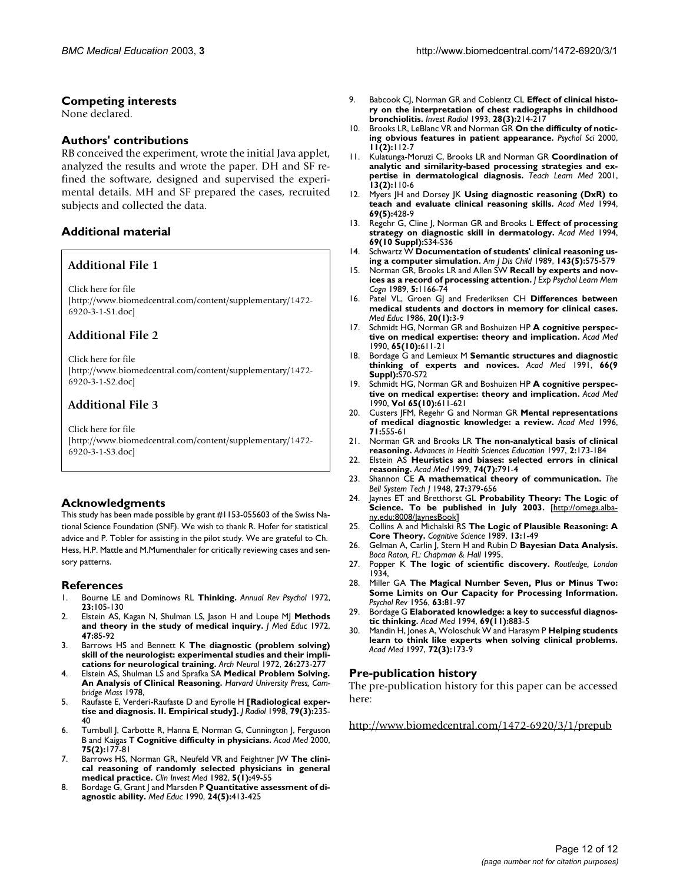## Competing interests

None declared.

## Authors' contributions

RB conceived the experiment, wrote the initial Java applet, analyzed the results and wrote the paper. DH and SF refined the software, designed and supervised the experimental details. MH and SF prepared the cases, recruited subjects and collected the data.

## Additional material

### Additional File 1

Click here for file
[http://www.biomedcentral.com/content/supplementary/1472-6920-3-1-S1.doc]

### Additional File 2

Click here for file
[http://www.biomedcentral.com/content/supplementary/1472-6920-3-1-S2.doc]

### Additional File 3

Click here for file
[http://www.biomedcentral.com/content/supplementary/1472-6920-3-1-S3.doc]

## Acknowledgments

This study has been made possible by grant #1153-055603 of the Swiss National Science Foundation (SNF). We wish to thank R. Hofer for statistical advice and P. Tobler for assisting in the pilot study. We are grateful to Ch. Hess, H.P. Mattle and M.Mumenthaler for critically reviewing cases and sensory patterns.

## References

1. Bourne LE and Dominows RL **Thinking.** *Annual Rev Psychol* 1972, **23:**105-130
2. Elstein AS, Kagan N, Shulman LS, Jason H and Loupe MJ **Methods and theory in the study of medical inquiry.** *J Med Educ* 1972, **47:**85-92
3. Barrows HS and Bennett K **The diagnostic (problem solving) skill of the neurologist: experimental studies and their implications for neurological training.** *Arch Neurol* 1972, **26:**273-277
4. Elstein AS, Shulman LS and Sprafka SA **Medical Problem Solving. An Analysis of Clinical Reasoning.** *Harvard University Press, Cambridge Mass* 1978,
5. Raufaste E, Verderi-Raufaste D and Eyrolle H **[Radiological expertise and diagnosis. II. Empirical study].** *J Radiol* 1998, **79(3):**235-40
6. Turnbull J, Carbotte R, Hanna E, Norman G, Cunnington J, Ferguson B and Kaigas T **Cognitive difficulty in physicians.** *Acad Med* 2000, **75(2):**177-81
7. Barrows HS, Norman GR, Neufeld VR and Feightner JW **The clinical reasoning of randomly selected physicians in general medical practice.** *Clin Invest Med* 1982, **5(1):**49-55
8. Bordage G, Grant J and Marsden P **Quantitative assessment of diagnostic ability.** *Med Educ* 1990, **24(5):**413-425
9. Babcook CJ, Norman GR and Coblentz CL **Effect of clinical history on the interpretation of chest radiographs in childhood bronchiolitis.** *Invest Radiol* 1993, **28(3):**214-217
10. Brooks LR, LeBlanc VR and Norman GR **On the difficulty of noticing obvious features in patient appearance.** *Psychol Sci* 2000, **11(2):**112-7
11. Kulatunga-Moruzi C, Brooks LR and Norman GR **Coordination of analytic and similarity-based processing strategies and expertise in dermatological diagnosis.** *Teach Learn Med* 2001, **13(2):**110-6
12. Myers JH and Dorsey JK **Using diagnostic reasoning (DxR) to teach and evaluate clinical reasoning skills.** *Acad Med* 1994, **69(5):**428-9
13. Regehr G, Cline J, Norman GR and Brooks L **Effect of processing strategy on diagnostic skill in dermatology.** *Acad Med* 1994, **69(10 Suppl):**S34-S36
14. Schwartz W **Documentation of students' clinical reasoning using a computer simulation.** *Am J Dis Child* 1989, **143(5):**575-579
15. Norman GR, Brooks LR and Allen SW **Recall by experts and novices as a record of processing attention.** *J Exp Psychol Learn Mem Cogn* 1989, **5:**1166-74
16. Patel VL, Groen GJ and Frederiksen CH **Differences between medical students and doctors in memory for clinical cases.** *Med Educ* 1986, **20(1):**3-9
17. Schmidt HG, Norman GR and Boshuizen HP **A cognitive perspective on medical expertise: theory and implication.** *Acad Med* 1990, **65(10):**611-21
18. Bordage G and Lemieux M **Semantic structures and diagnostic thinking of experts and novices.** *Acad Med* 1991, **66(9 Suppl):**S70-S72
19. Schmidt HG, Norman GR and Boshuizen HP **A cognitive perspective on medical expertise: theory and implication.** *Acad Med* 1990, **Vol 65(10):**611-621
20. Custers JFM, Regehr G and Norman GR **Mental representations of medical diagnostic knowledge: a review.** *Acad Med* 1996, **71:**555-61
21. Norman GR and Brooks LR **The non-analytical basis of clinical reasoning.** *Advances in Health Sciences Education* 1997, **2:**173-184
22. Elstein AS **Heuristics and biases: selected errors in clinical reasoning.** *Acad Med* 1999, **74(7):**791-4
23. Shannon CE **A mathematical theory of communication.** *The Bell System Tech J* 1948, **27:**379-656
24. Jaynes ET and Bretthorst GL **Probability Theory: The Logic of Science. To be published in July 2003.** [http://omega.albany.edu:8008/JaynesBook]
25. Collins A and Michalski RS **The Logic of Plausible Reasoning: A Core Theory.** *Cognitive Science* 1989, **13:**1-49
26. Gelman A, Carlin J, Stern H and Rubin D **Bayesian Data Analysis.** *Boca Raton, FL: Chapman & Hall* 1995,
27. Popper K **The logic of scientific discovery.** *Routledge, London* 1934,
28. Miller GA **The Magical Number Seven, Plus or Minus Two: Some Limits on Our Capacity for Processing Information.** *Psychol Rev* 1956, **63:**81-97
29. Bordage G **Elaborated knowledge: a key to successful diagnostic thinking.** *Acad Med* 1994, **69(11):**883-5
30. Mandin H, Jones A, Woloschuk W and Harasym P **Helping students learn to think like experts when solving clinical problems.** *Acad Med* 1997, **72(3):**173-9

## Pre-publication history

The pre-publication history for this paper can be accessed here:

http://www.biomedcentral.com/1472-6920/3/1/prepub